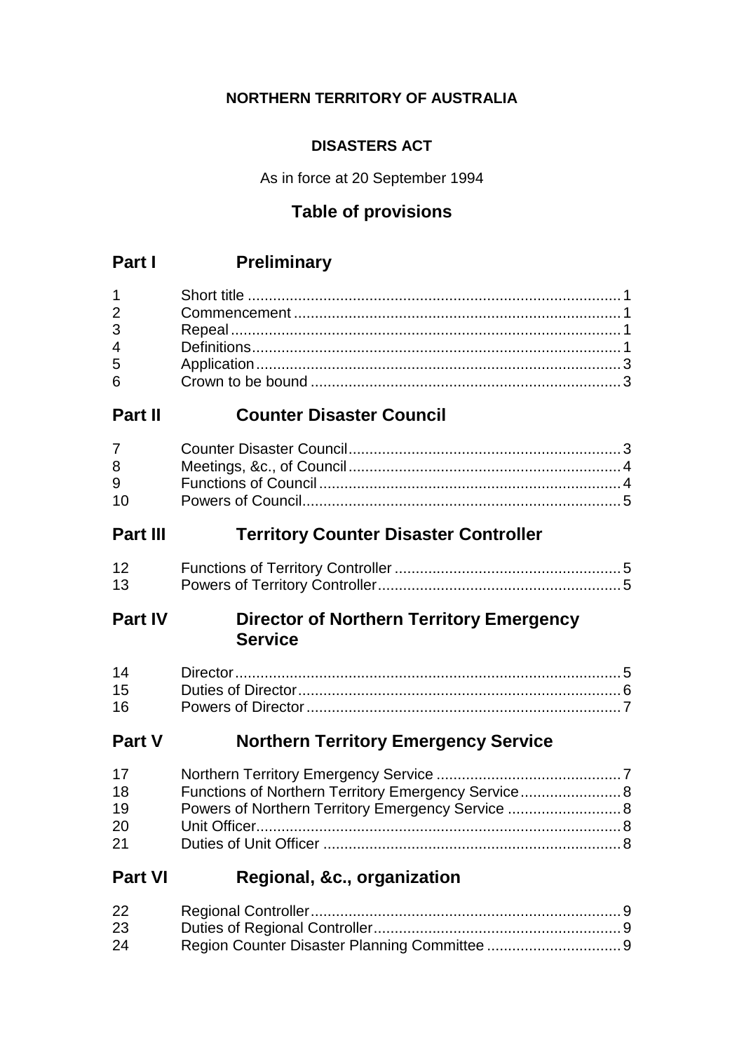**NORTHERN TERRITORY OF AUSTRALIA**

**DISASTERS ACT**

As in force at 20 September 1994

## Table of provisions

## Part I Preliminary

| | | |
|---|---|---|
| 1 | Short title | 1 |
| 2 | Commencement | 1 |
| 3 | Repeal | 1 |
| 4 | Definitions | 1 |
| 5 | Application | 3 |
| 6 | Crown to be bound | 3 |

## Part II Counter Disaster Council

| | | |
|---|---|---|
| 7 | Counter Disaster Council | 3 |
| 8 | Meetings, &c., of Council | 4 |
| 9 | Functions of Council | 4 |
| 10 | Powers of Council | 5 |

## Part III Territory Counter Disaster Controller

| | | |
|---|---|---|
| 12 | Functions of Territory Controller | 5 |
| 13 | Powers of Territory Controller | 5 |

## Part IV Director of Northern Territory Emergency Service

| | | |
|---|---|---|
| 14 | Director | 5 |
| 15 | Duties of Director | 6 |
| 16 | Powers of Director | 7 |

## Part V Northern Territory Emergency Service

| | | |
|---|---|---|
| 17 | Northern Territory Emergency Service | 7 |
| 18 | Functions of Northern Territory Emergency Service | 8 |
| 19 | Powers of Northern Territory Emergency Service | 8 |
| 20 | Unit Officer | 8 |
| 21 | Duties of Unit Officer | 8 |

## Part VI Regional, &c., organization

| | | |
|---|---|---|
| 22 | Regional Controller | 9 |
| 23 | Duties of Regional Controller | 9 |
| 24 | Region Counter Disaster Planning Committee | 9 |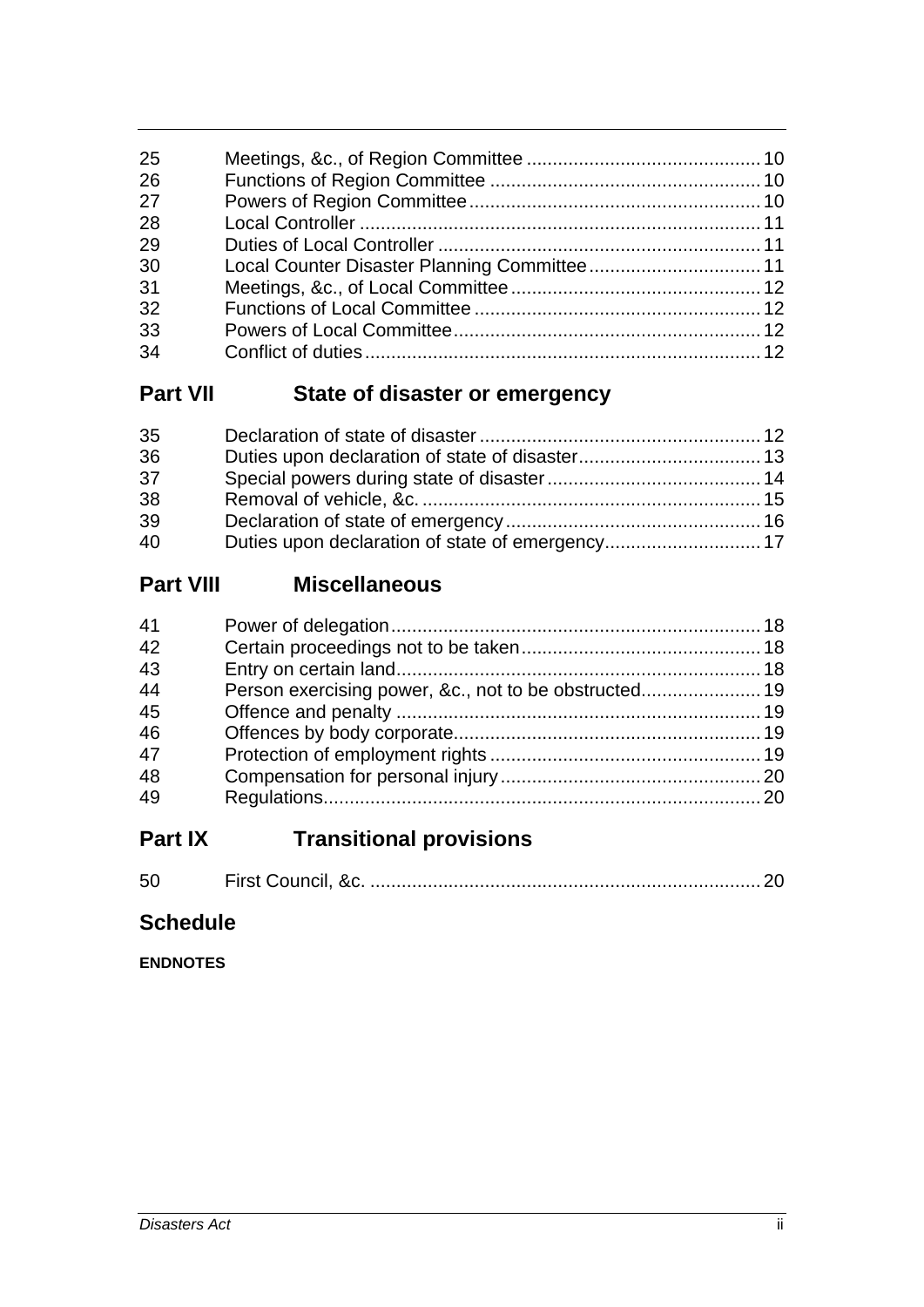| | | |
|---|---|---|
| 25 | Meetings, &c., of Region Committee | 10 |
| 26 | Functions of Region Committee | 10 |
| 27 | Powers of Region Committee | 10 |
| 28 | Local Controller | 11 |
| 29 | Duties of Local Controller | 11 |
| 30 | Local Counter Disaster Planning Committee | 11 |
| 31 | Meetings, &c., of Local Committee | 12 |
| 32 | Functions of Local Committee | 12 |
| 33 | Powers of Local Committee | 12 |
| 34 | Conflict of duties | 12 |

## Part VII State of disaster or emergency

| | | |
|---|---|---|
| 35 | Declaration of state of disaster | 12 |
| 36 | Duties upon declaration of state of disaster | 13 |
| 37 | Special powers during state of disaster | 14 |
| 38 | Removal of vehicle, &c. | 15 |
| 39 | Declaration of state of emergency | 16 |
| 40 | Duties upon declaration of state of emergency | 17 |

## Part VIII Miscellaneous

| | | |
|---|---|---|
| 41 | Power of delegation | 18 |
| 42 | Certain proceedings not to be taken | 18 |
| 43 | Entry on certain land | 18 |
| 44 | Person exercising power, &c., not to be obstructed | 19 |
| 45 | Offence and penalty | 19 |
| 46 | Offences by body corporate | 19 |
| 47 | Protection of employment rights | 19 |
| 48 | Compensation for personal injury | 20 |
| 49 | Regulations | 20 |

## Part IX Transitional provisions

| | | |
|---|---|---|
| 50 | First Council, &c. | 20 |

## Schedule

**ENDNOTES**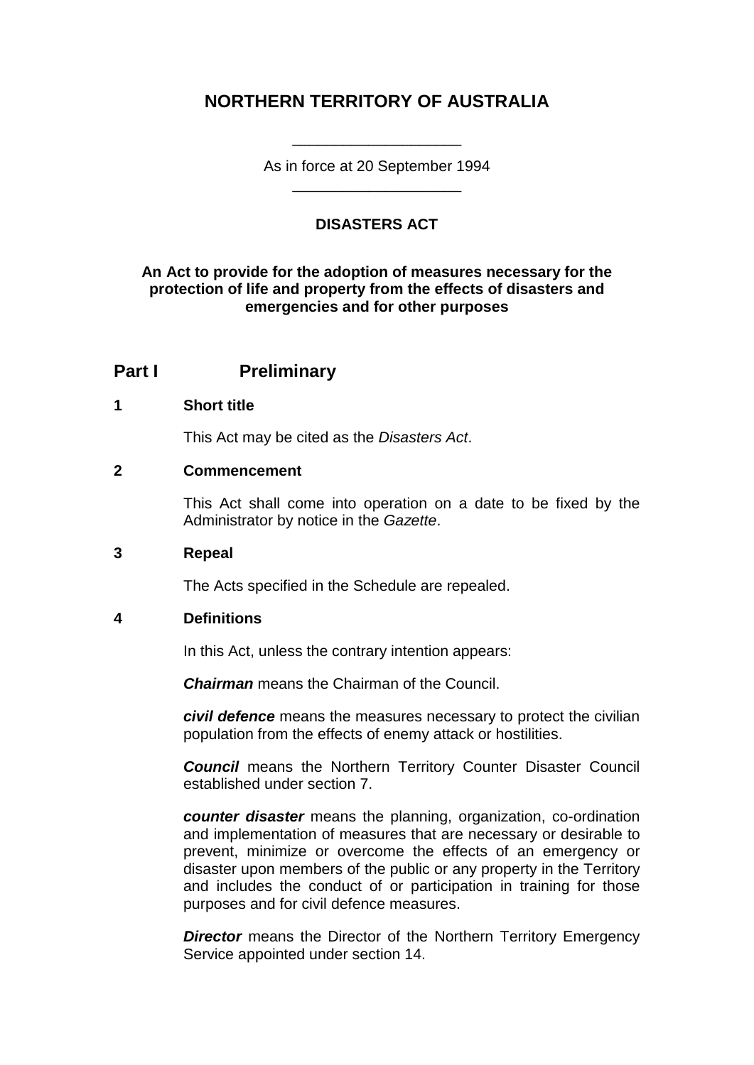# NORTHERN TERRITORY OF AUSTRALIA

As in force at 20 September 1994

## DISASTERS ACT

**An Act to provide for the adoption of measures necessary for the protection of life and property from the effects of disasters and emergencies and for other purposes**

## Part I Preliminary

### 1 Short title

This Act may be cited as the *Disasters Act*.

### 2 Commencement

This Act shall come into operation on a date to be fixed by the Administrator by notice in the *Gazette*.

### 3 Repeal

The Acts specified in the Schedule are repealed.

### 4 Definitions

In this Act, unless the contrary intention appears:

***Chairman*** means the Chairman of the Council.

***civil defence*** means the measures necessary to protect the civilian population from the effects of enemy attack or hostilities.

***Council*** means the Northern Territory Counter Disaster Council established under section 7.

***counter disaster*** means the planning, organization, co-ordination and implementation of measures that are necessary or desirable to prevent, minimize or overcome the effects of an emergency or disaster upon members of the public or any property in the Territory and includes the conduct of or participation in training for those purposes and for civil defence measures.

***Director*** means the Director of the Northern Territory Emergency Service appointed under section 14.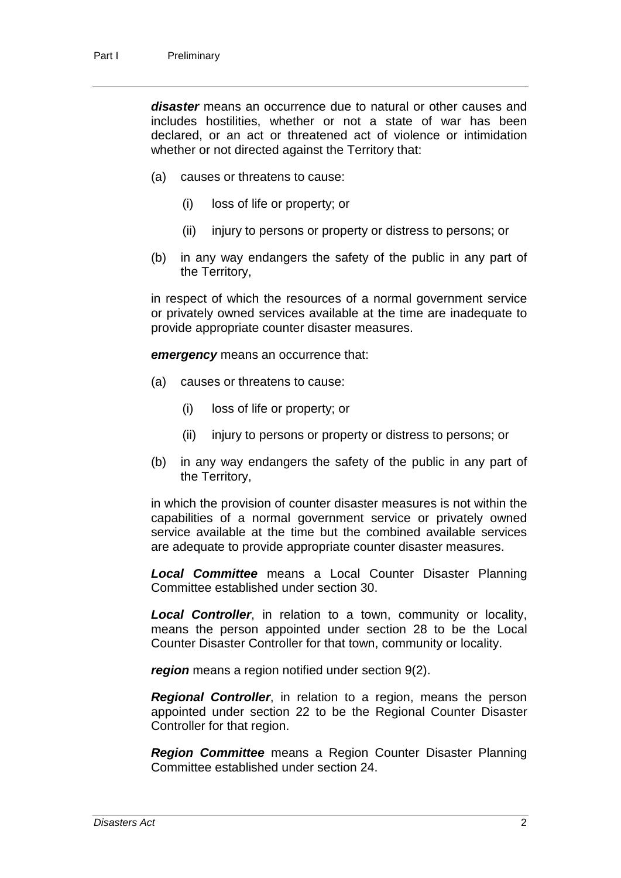***disaster*** means an occurrence due to natural or other causes and includes hostilities, whether or not a state of war has been declared, or an act or threatened act of violence or intimidation whether or not directed against the Territory that:

(a) causes or threatens to cause:

  (i) loss of life or property; or

  (ii) injury to persons or property or distress to persons; or

(b) in any way endangers the safety of the public in any part of the Territory,

in respect of which the resources of a normal government service or privately owned services available at the time are inadequate to provide appropriate counter disaster measures.

***emergency*** means an occurrence that:

(a) causes or threatens to cause:

  (i) loss of life or property; or

  (ii) injury to persons or property or distress to persons; or

(b) in any way endangers the safety of the public in any part of the Territory,

in which the provision of counter disaster measures is not within the capabilities of a normal government service or privately owned service available at the time but the combined available services are adequate to provide appropriate counter disaster measures.

***Local Committee*** means a Local Counter Disaster Planning Committee established under section 30.

***Local Controller***, in relation to a town, community or locality, means the person appointed under section 28 to be the Local Counter Disaster Controller for that town, community or locality.

***region*** means a region notified under section 9(2).

***Regional Controller***, in relation to a region, means the person appointed under section 22 to be the Regional Counter Disaster Controller for that region.

***Region Committee*** means a Region Counter Disaster Planning Committee established under section 24.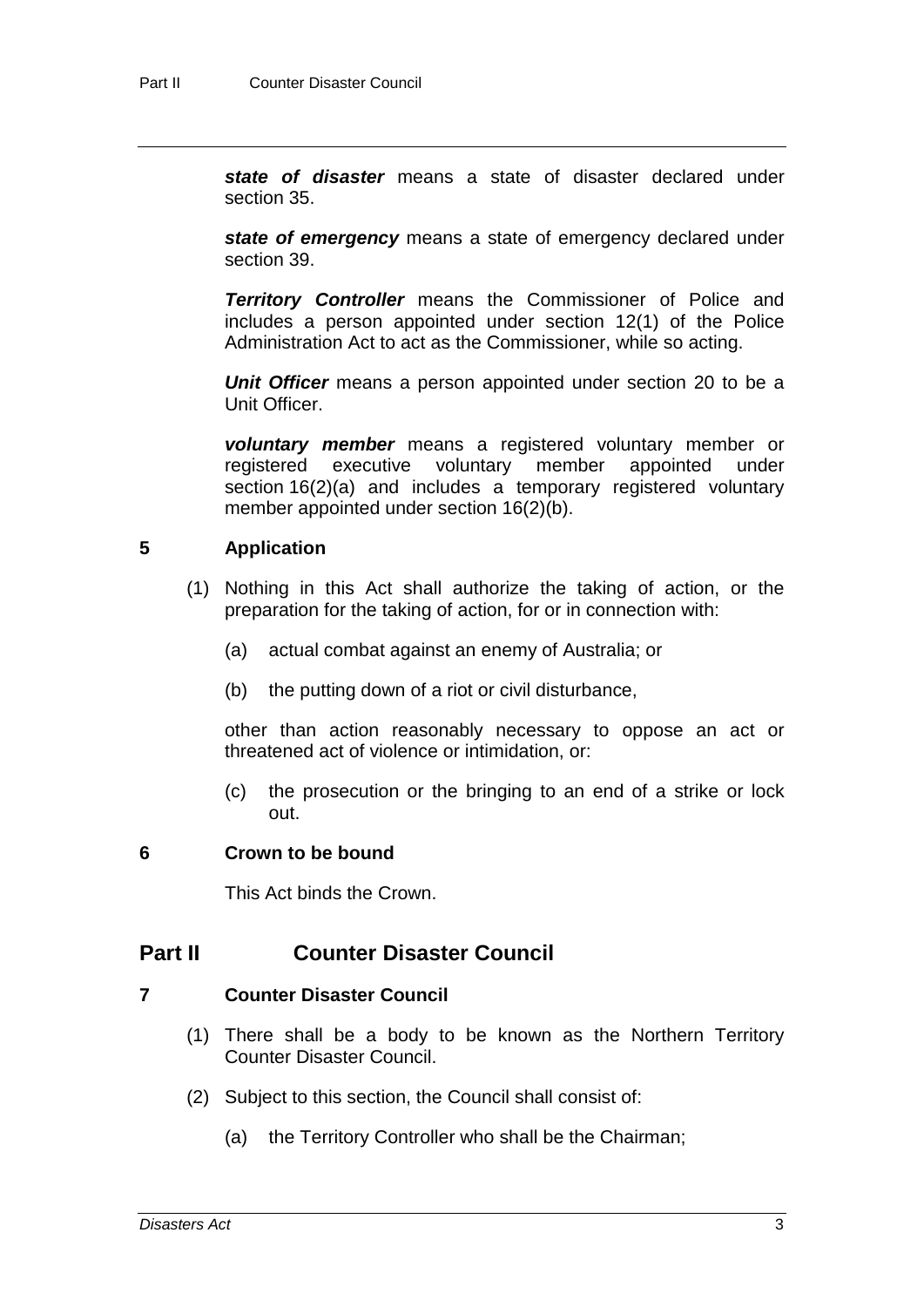***state of disaster*** means a state of disaster declared under section 35.

***state of emergency*** means a state of emergency declared under section 39.

***Territory Controller*** means the Commissioner of Police and includes a person appointed under section 12(1) of the Police Administration Act to act as the Commissioner, while so acting.

***Unit Officer*** means a person appointed under section 20 to be a Unit Officer.

***voluntary member*** means a registered voluntary member or registered executive voluntary member appointed under section 16(2)(a) and includes a temporary registered voluntary member appointed under section 16(2)(b).

### 5 Application

(1) Nothing in this Act shall authorize the taking of action, or the preparation for the taking of action, for or in connection with:

(a) actual combat against an enemy of Australia; or

(b) the putting down of a riot or civil disturbance,

other than action reasonably necessary to oppose an act or threatened act of violence or intimidation, or:

(c) the prosecution or the bringing to an end of a strike or lock out.

### 6 Crown to be bound

This Act binds the Crown.

## Part II Counter Disaster Council

### 7 Counter Disaster Council

(1) There shall be a body to be known as the Northern Territory Counter Disaster Council.

(2) Subject to this section, the Council shall consist of:

(a) the Territory Controller who shall be the Chairman;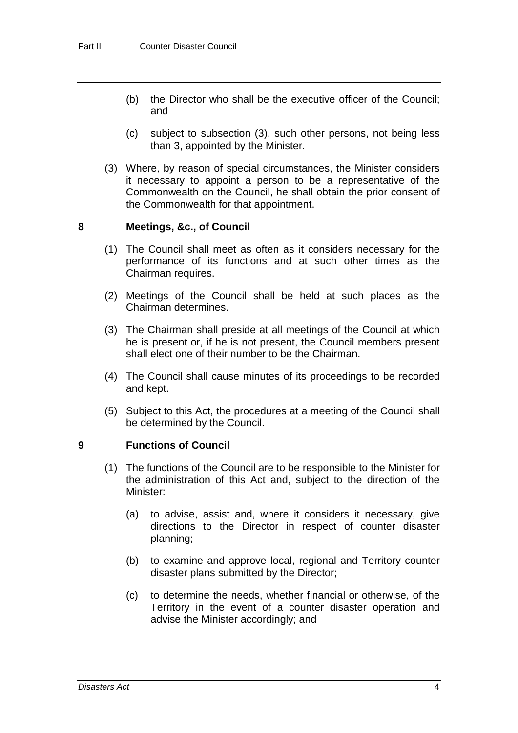(b) the Director who shall be the executive officer of the Council; and

(c) subject to subsection (3), such other persons, not being less than 3, appointed by the Minister.

(3) Where, by reason of special circumstances, the Minister considers it necessary to appoint a person to be a representative of the Commonwealth on the Council, he shall obtain the prior consent of the Commonwealth for that appointment.

## 8 Meetings, &c., of Council

(1) The Council shall meet as often as it considers necessary for the performance of its functions and at such other times as the Chairman requires.

(2) Meetings of the Council shall be held at such places as the Chairman determines.

(3) The Chairman shall preside at all meetings of the Council at which he is present or, if he is not present, the Council members present shall elect one of their number to be the Chairman.

(4) The Council shall cause minutes of its proceedings to be recorded and kept.

(5) Subject to this Act, the procedures at a meeting of the Council shall be determined by the Council.

## 9 Functions of Council

(1) The functions of the Council are to be responsible to the Minister for the administration of this Act and, subject to the direction of the Minister:

(a) to advise, assist and, where it considers it necessary, give directions to the Director in respect of counter disaster planning;

(b) to examine and approve local, regional and Territory counter disaster plans submitted by the Director;

(c) to determine the needs, whether financial or otherwise, of the Territory in the event of a counter disaster operation and advise the Minister accordingly; and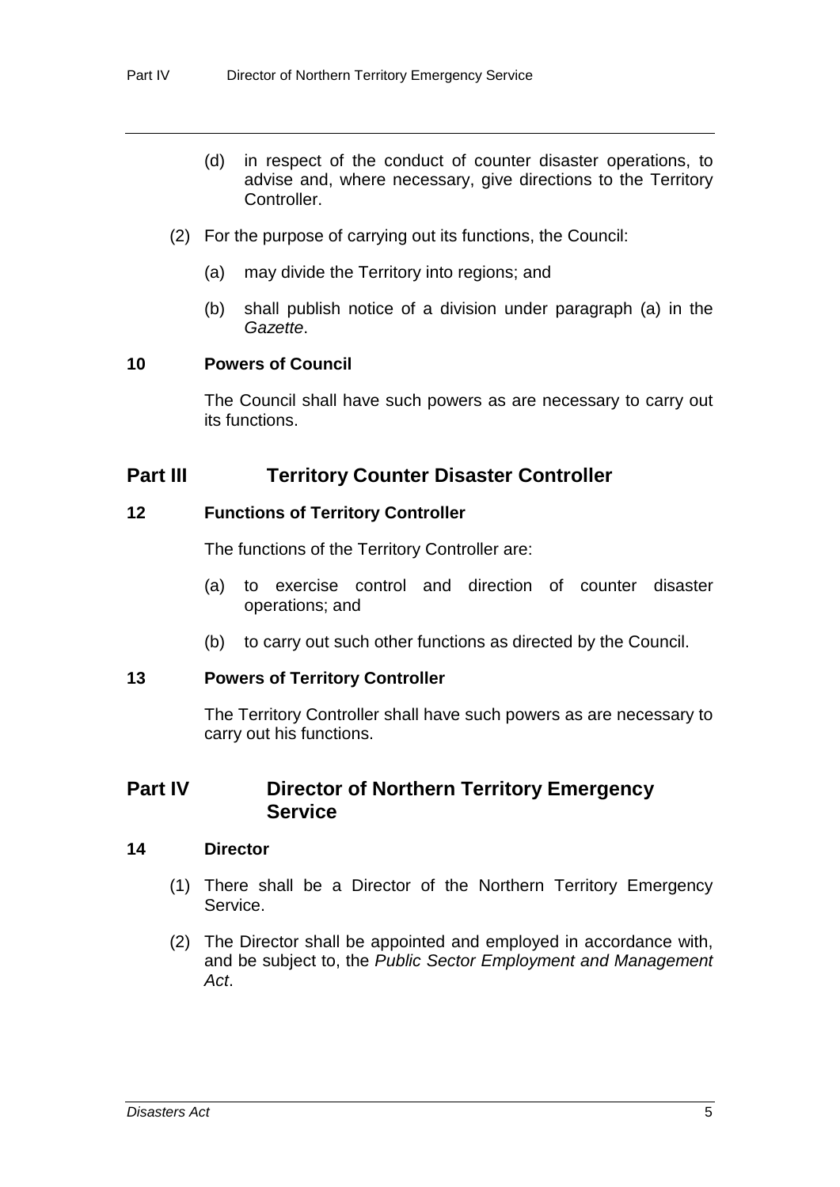(d) in respect of the conduct of counter disaster operations, to advise and, where necessary, give directions to the Territory Controller.

(2) For the purpose of carrying out its functions, the Council:

(a) may divide the Territory into regions; and

(b) shall publish notice of a division under paragraph (a) in the *Gazette*.

### 10 Powers of Council

The Council shall have such powers as are necessary to carry out its functions.

## Part III Territory Counter Disaster Controller

### 12 Functions of Territory Controller

The functions of the Territory Controller are:

(a) to exercise control and direction of counter disaster operations; and

(b) to carry out such other functions as directed by the Council.

### 13 Powers of Territory Controller

The Territory Controller shall have such powers as are necessary to carry out his functions.

## Part IV Director of Northern Territory Emergency Service

### 14 Director

(1) There shall be a Director of the Northern Territory Emergency Service.

(2) The Director shall be appointed and employed in accordance with, and be subject to, the *Public Sector Employment and Management Act*.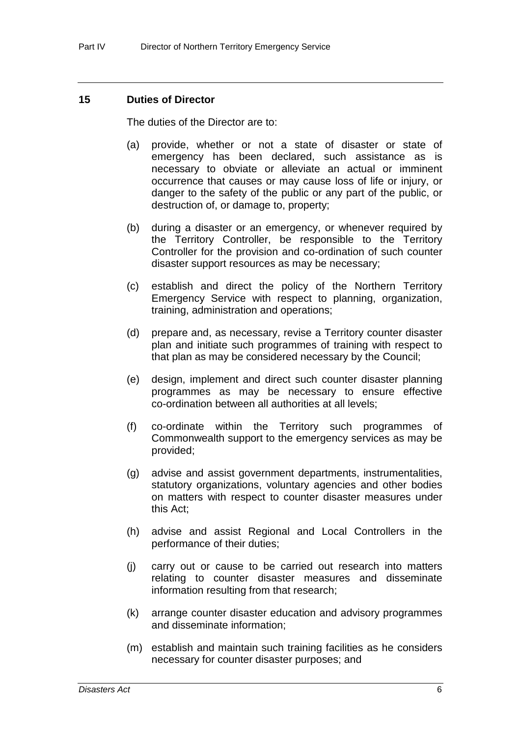### 15 Duties of Director

The duties of the Director are to:

(a) provide, whether or not a state of disaster or state of emergency has been declared, such assistance as is necessary to obviate or alleviate an actual or imminent occurrence that causes or may cause loss of life or injury, or danger to the safety of the public or any part of the public, or destruction of, or damage to, property;

(b) during a disaster or an emergency, or whenever required by the Territory Controller, be responsible to the Territory Controller for the provision and co-ordination of such counter disaster support resources as may be necessary;

(c) establish and direct the policy of the Northern Territory Emergency Service with respect to planning, organization, training, administration and operations;

(d) prepare and, as necessary, revise a Territory counter disaster plan and initiate such programmes of training with respect to that plan as may be considered necessary by the Council;

(e) design, implement and direct such counter disaster planning programmes as may be necessary to ensure effective co-ordination between all authorities at all levels;

(f) co-ordinate within the Territory such programmes of Commonwealth support to the emergency services as may be provided;

(g) advise and assist government departments, instrumentalities, statutory organizations, voluntary agencies and other bodies on matters with respect to counter disaster measures under this Act;

(h) advise and assist Regional and Local Controllers in the performance of their duties;

(j) carry out or cause to be carried out research into matters relating to counter disaster measures and disseminate information resulting from that research;

(k) arrange counter disaster education and advisory programmes and disseminate information;

(m) establish and maintain such training facilities as he considers necessary for counter disaster purposes; and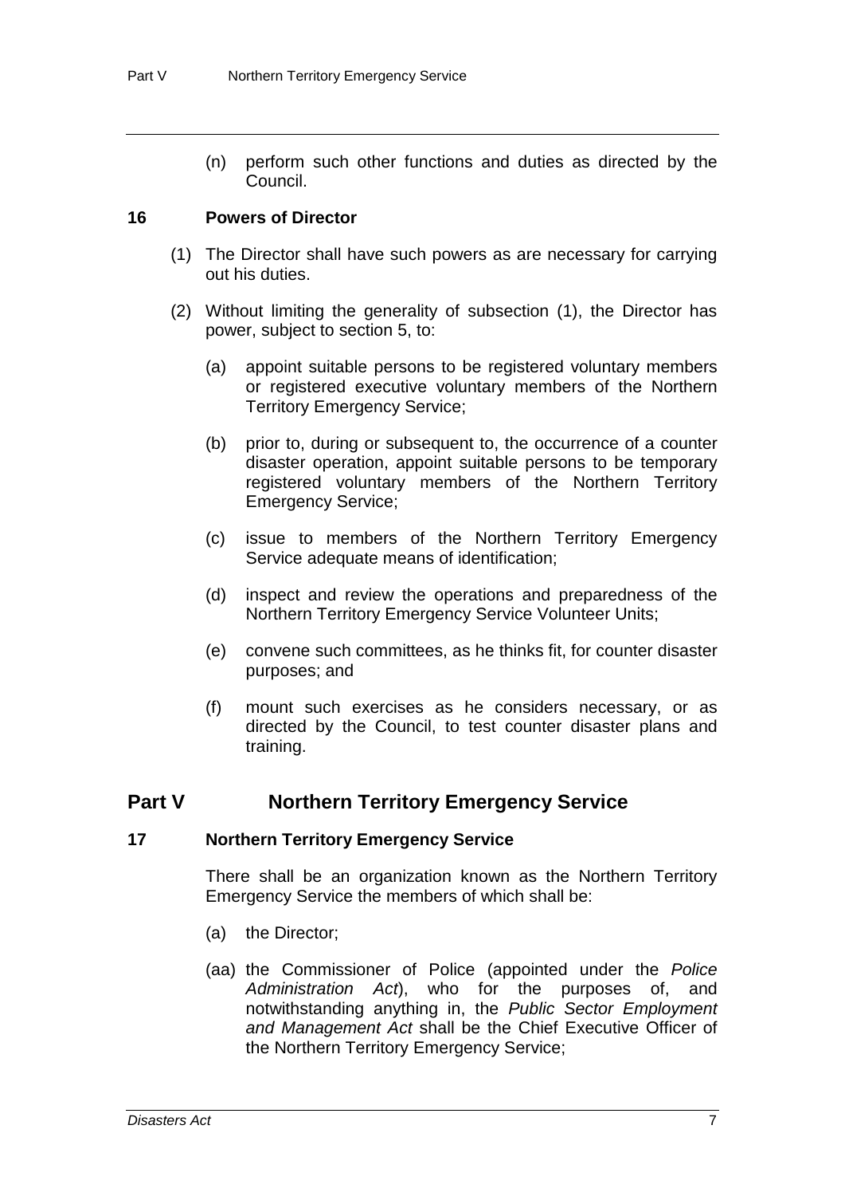(n) perform such other functions and duties as directed by the Council.

### 16 Powers of Director

(1) The Director shall have such powers as are necessary for carrying out his duties.

(2) Without limiting the generality of subsection (1), the Director has power, subject to section 5, to:

(a) appoint suitable persons to be registered voluntary members or registered executive voluntary members of the Northern Territory Emergency Service;

(b) prior to, during or subsequent to, the occurrence of a counter disaster operation, appoint suitable persons to be temporary registered voluntary members of the Northern Territory Emergency Service;

(c) issue to members of the Northern Territory Emergency Service adequate means of identification;

(d) inspect and review the operations and preparedness of the Northern Territory Emergency Service Volunteer Units;

(e) convene such committees, as he thinks fit, for counter disaster purposes; and

(f) mount such exercises as he considers necessary, or as directed by the Council, to test counter disaster plans and training.

## Part V Northern Territory Emergency Service

### 17 Northern Territory Emergency Service

There shall be an organization known as the Northern Territory Emergency Service the members of which shall be:

(a) the Director;

(aa) the Commissioner of Police (appointed under the *Police Administration Act*), who for the purposes of, and notwithstanding anything in, the *Public Sector Employment and Management Act* shall be the Chief Executive Officer of the Northern Territory Emergency Service;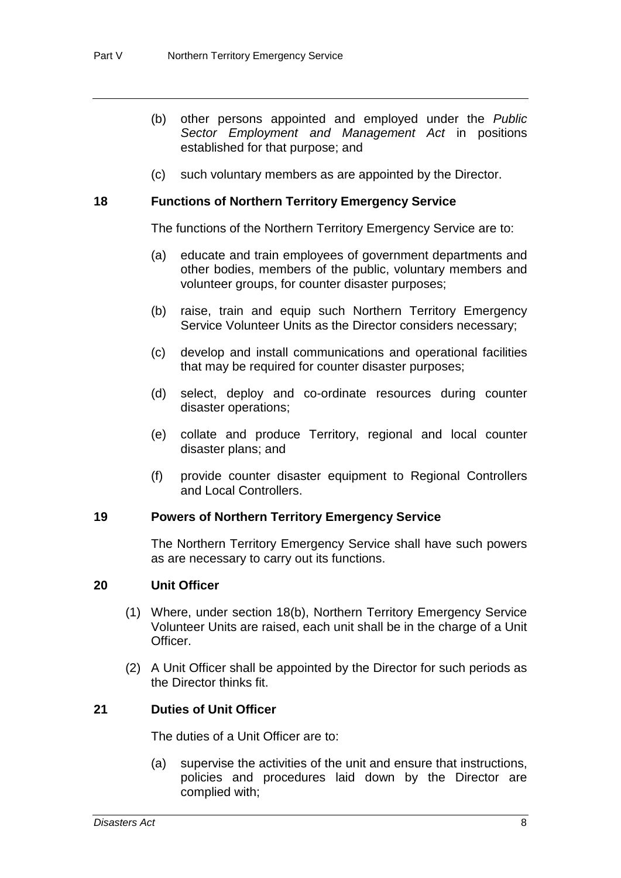(b) other persons appointed and employed under the *Public Sector Employment and Management Act* in positions established for that purpose; and

(c) such voluntary members as are appointed by the Director.

### 18 Functions of Northern Territory Emergency Service

The functions of the Northern Territory Emergency Service are to:

(a) educate and train employees of government departments and other bodies, members of the public, voluntary members and volunteer groups, for counter disaster purposes;

(b) raise, train and equip such Northern Territory Emergency Service Volunteer Units as the Director considers necessary;

(c) develop and install communications and operational facilities that may be required for counter disaster purposes;

(d) select, deploy and co-ordinate resources during counter disaster operations;

(e) collate and produce Territory, regional and local counter disaster plans; and

(f) provide counter disaster equipment to Regional Controllers and Local Controllers.

### 19 Powers of Northern Territory Emergency Service

The Northern Territory Emergency Service shall have such powers as are necessary to carry out its functions.

### 20 Unit Officer

(1) Where, under section 18(b), Northern Territory Emergency Service Volunteer Units are raised, each unit shall be in the charge of a Unit Officer.

(2) A Unit Officer shall be appointed by the Director for such periods as the Director thinks fit.

### 21 Duties of Unit Officer

The duties of a Unit Officer are to:

(a) supervise the activities of the unit and ensure that instructions, policies and procedures laid down by the Director are complied with;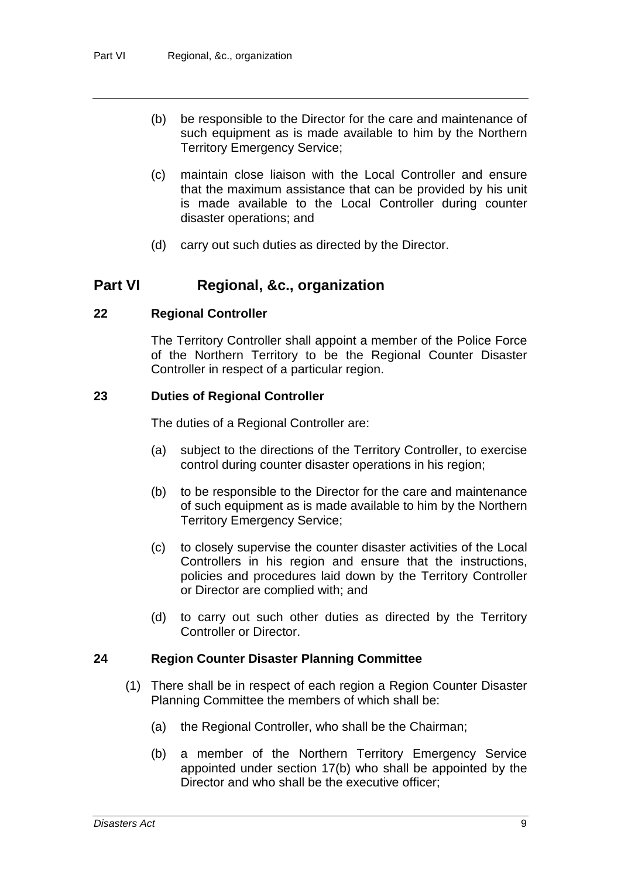(b) be responsible to the Director for the care and maintenance of such equipment as is made available to him by the Northern Territory Emergency Service;

(c) maintain close liaison with the Local Controller and ensure that the maximum assistance that can be provided by his unit is made available to the Local Controller during counter disaster operations; and

(d) carry out such duties as directed by the Director.

## Part VI Regional, &c., organization

### 22 Regional Controller

The Territory Controller shall appoint a member of the Police Force of the Northern Territory to be the Regional Counter Disaster Controller in respect of a particular region.

### 23 Duties of Regional Controller

The duties of a Regional Controller are:

(a) subject to the directions of the Territory Controller, to exercise control during counter disaster operations in his region;

(b) to be responsible to the Director for the care and maintenance of such equipment as is made available to him by the Northern Territory Emergency Service;

(c) to closely supervise the counter disaster activities of the Local Controllers in his region and ensure that the instructions, policies and procedures laid down by the Territory Controller or Director are complied with; and

(d) to carry out such other duties as directed by the Territory Controller or Director.

### 24 Region Counter Disaster Planning Committee

(1) There shall be in respect of each region a Region Counter Disaster Planning Committee the members of which shall be:

(a) the Regional Controller, who shall be the Chairman;

(b) a member of the Northern Territory Emergency Service appointed under section 17(b) who shall be appointed by the Director and who shall be the executive officer;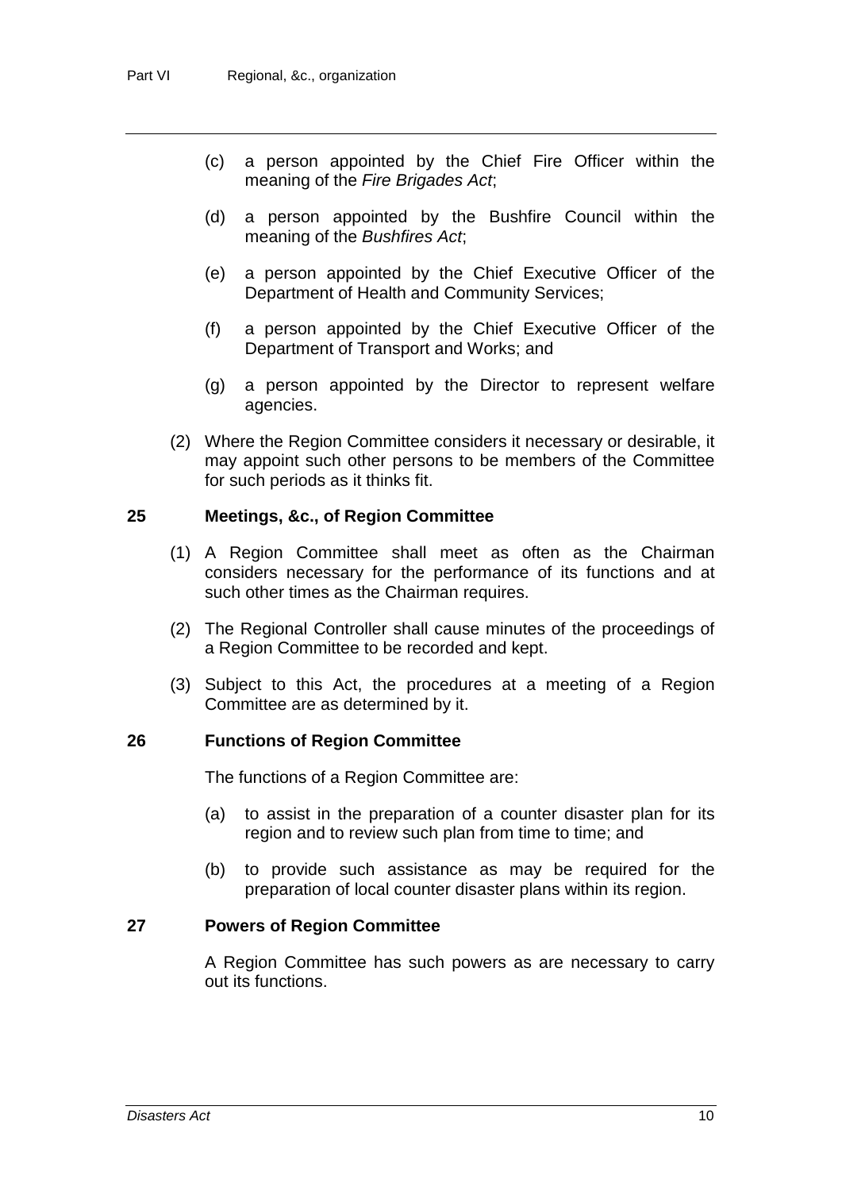(c) a person appointed by the Chief Fire Officer within the meaning of the *Fire Brigades Act*;

(d) a person appointed by the Bushfire Council within the meaning of the *Bushfires Act*;

(e) a person appointed by the Chief Executive Officer of the Department of Health and Community Services;

(f) a person appointed by the Chief Executive Officer of the Department of Transport and Works; and

(g) a person appointed by the Director to represent welfare agencies.

(2) Where the Region Committee considers it necessary or desirable, it may appoint such other persons to be members of the Committee for such periods as it thinks fit.

### 25 Meetings, &c., of Region Committee

(1) A Region Committee shall meet as often as the Chairman considers necessary for the performance of its functions and at such other times as the Chairman requires.

(2) The Regional Controller shall cause minutes of the proceedings of a Region Committee to be recorded and kept.

(3) Subject to this Act, the procedures at a meeting of a Region Committee are as determined by it.

### 26 Functions of Region Committee

The functions of a Region Committee are:

(a) to assist in the preparation of a counter disaster plan for its region and to review such plan from time to time; and

(b) to provide such assistance as may be required for the preparation of local counter disaster plans within its region.

### 27 Powers of Region Committee

A Region Committee has such powers as are necessary to carry out its functions.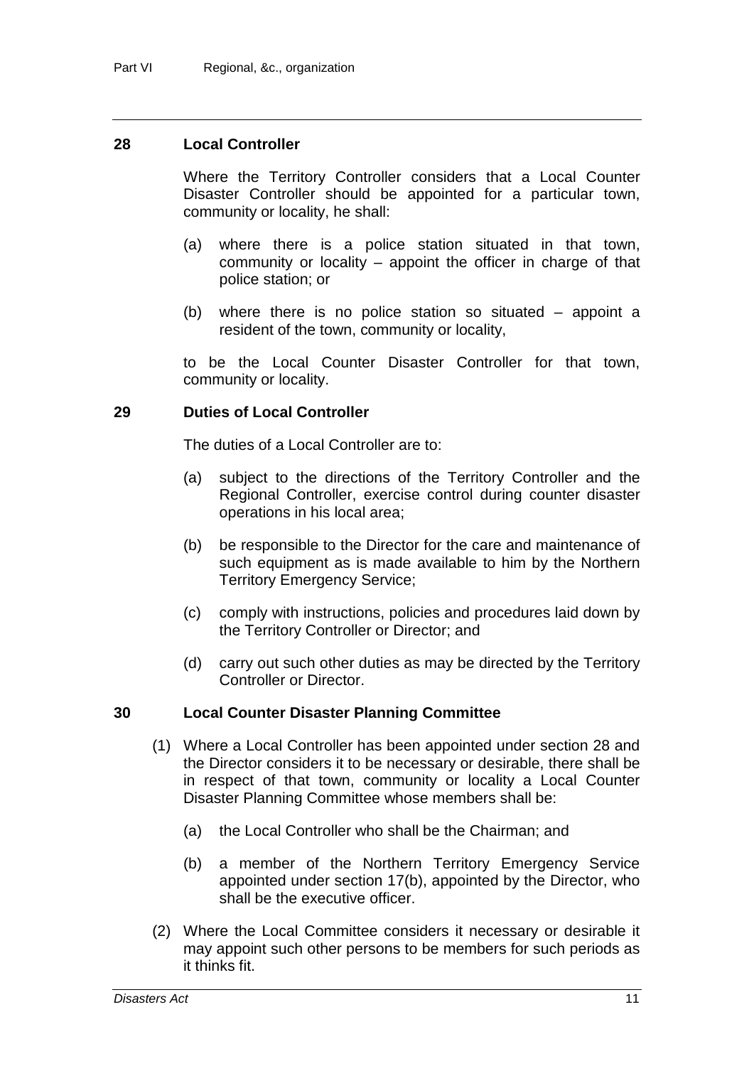## 28 Local Controller

Where the Territory Controller considers that a Local Counter Disaster Controller should be appointed for a particular town, community or locality, he shall:

(a) where there is a police station situated in that town, community or locality – appoint the officer in charge of that police station; or

(b) where there is no police station so situated – appoint a resident of the town, community or locality,

to be the Local Counter Disaster Controller for that town, community or locality.

## 29 Duties of Local Controller

The duties of a Local Controller are to:

(a) subject to the directions of the Territory Controller and the Regional Controller, exercise control during counter disaster operations in his local area;

(b) be responsible to the Director for the care and maintenance of such equipment as is made available to him by the Northern Territory Emergency Service;

(c) comply with instructions, policies and procedures laid down by the Territory Controller or Director; and

(d) carry out such other duties as may be directed by the Territory Controller or Director.

## 30 Local Counter Disaster Planning Committee

(1) Where a Local Controller has been appointed under section 28 and the Director considers it to be necessary or desirable, there shall be in respect of that town, community or locality a Local Counter Disaster Planning Committee whose members shall be:

(a) the Local Controller who shall be the Chairman; and

(b) a member of the Northern Territory Emergency Service appointed under section 17(b), appointed by the Director, who shall be the executive officer.

(2) Where the Local Committee considers it necessary or desirable it may appoint such other persons to be members for such periods as it thinks fit.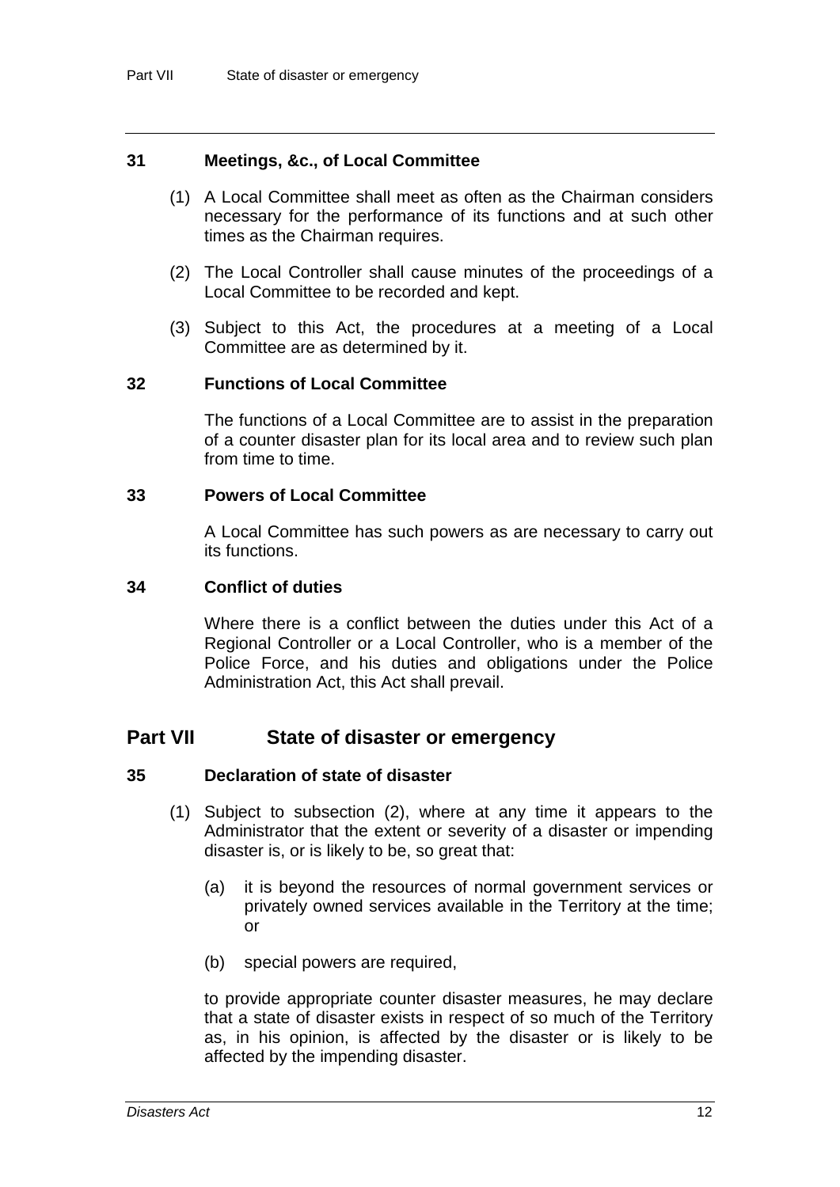### 31 Meetings, &c., of Local Committee

(1) A Local Committee shall meet as often as the Chairman considers necessary for the performance of its functions and at such other times as the Chairman requires.

(2) The Local Controller shall cause minutes of the proceedings of a Local Committee to be recorded and kept.

(3) Subject to this Act, the procedures at a meeting of a Local Committee are as determined by it.

### 32 Functions of Local Committee

The functions of a Local Committee are to assist in the preparation of a counter disaster plan for its local area and to review such plan from time to time.

### 33 Powers of Local Committee

A Local Committee has such powers as are necessary to carry out its functions.

### 34 Conflict of duties

Where there is a conflict between the duties under this Act of a Regional Controller or a Local Controller, who is a member of the Police Force, and his duties and obligations under the Police Administration Act, this Act shall prevail.

## Part VII State of disaster or emergency

### 35 Declaration of state of disaster

(1) Subject to subsection (2), where at any time it appears to the Administrator that the extent or severity of a disaster or impending disaster is, or is likely to be, so great that:

(a) it is beyond the resources of normal government services or privately owned services available in the Territory at the time; or

(b) special powers are required,

to provide appropriate counter disaster measures, he may declare that a state of disaster exists in respect of so much of the Territory as, in his opinion, is affected by the disaster or is likely to be affected by the impending disaster.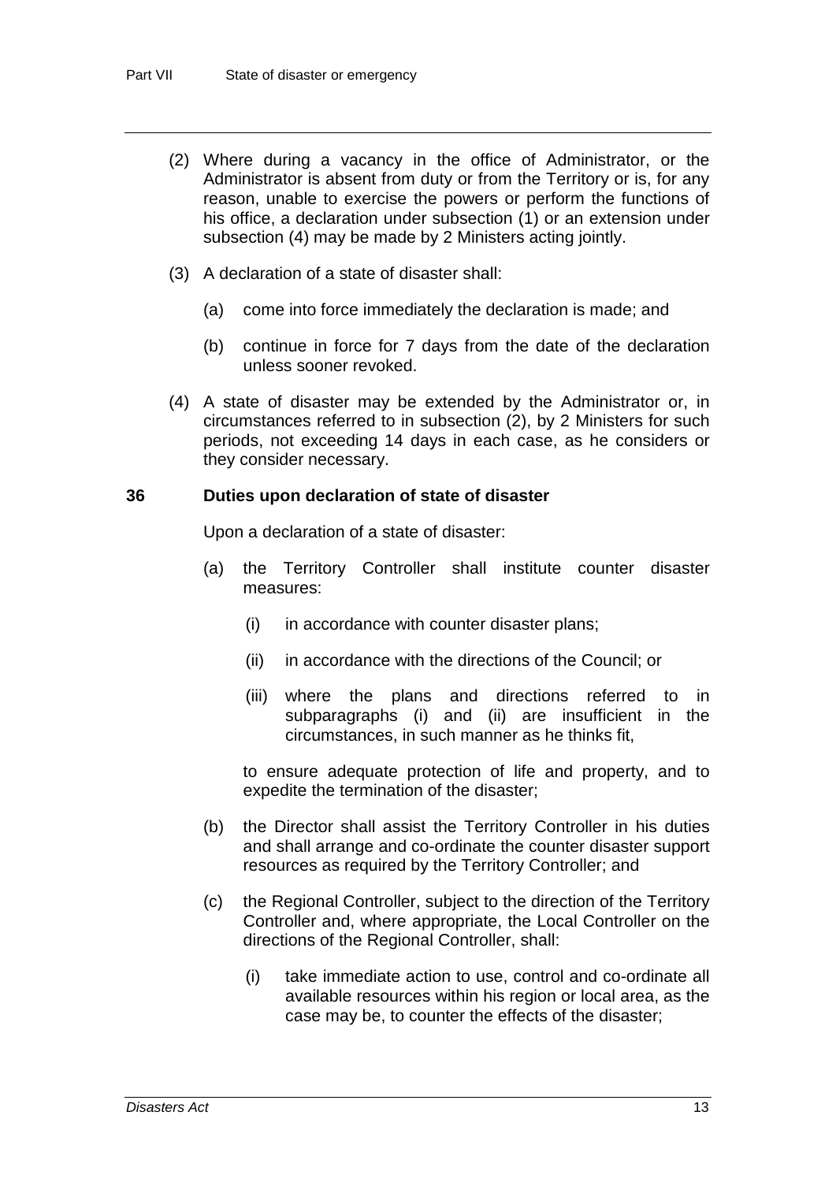(2) Where during a vacancy in the office of Administrator, or the Administrator is absent from duty or from the Territory or is, for any reason, unable to exercise the powers or perform the functions of his office, a declaration under subsection (1) or an extension under subsection (4) may be made by 2 Ministers acting jointly.

(3) A declaration of a state of disaster shall:

(a) come into force immediately the declaration is made; and

(b) continue in force for 7 days from the date of the declaration unless sooner revoked.

(4) A state of disaster may be extended by the Administrator or, in circumstances referred to in subsection (2), by 2 Ministers for such periods, not exceeding 14 days in each case, as he considers or they consider necessary.

### 36 Duties upon declaration of state of disaster

Upon a declaration of a state of disaster:

(a) the Territory Controller shall institute counter disaster measures:

(i) in accordance with counter disaster plans;

(ii) in accordance with the directions of the Council; or

(iii) where the plans and directions referred to in subparagraphs (i) and (ii) are insufficient in the circumstances, in such manner as he thinks fit,

to ensure adequate protection of life and property, and to expedite the termination of the disaster;

(b) the Director shall assist the Territory Controller in his duties and shall arrange and co-ordinate the counter disaster support resources as required by the Territory Controller; and

(c) the Regional Controller, subject to the direction of the Territory Controller and, where appropriate, the Local Controller on the directions of the Regional Controller, shall:

(i) take immediate action to use, control and co-ordinate all available resources within his region or local area, as the case may be, to counter the effects of the disaster;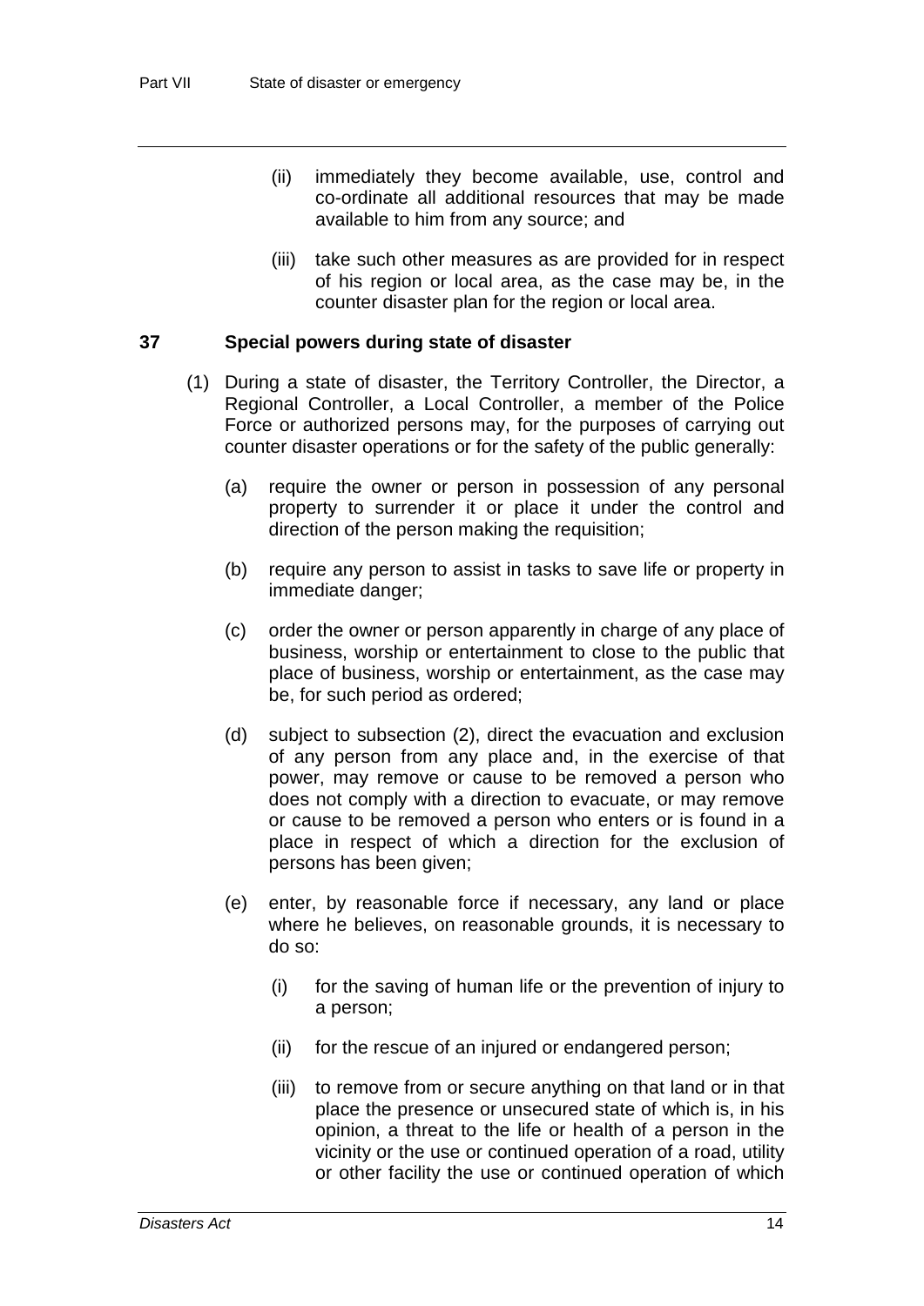(ii) immediately they become available, use, control and co-ordinate all additional resources that may be made available to him from any source; and

(iii) take such other measures as are provided for in respect of his region or local area, as the case may be, in the counter disaster plan for the region or local area.

### 37 Special powers during state of disaster

(1) During a state of disaster, the Territory Controller, the Director, a Regional Controller, a Local Controller, a member of the Police Force or authorized persons may, for the purposes of carrying out counter disaster operations or for the safety of the public generally:

(a) require the owner or person in possession of any personal property to surrender it or place it under the control and direction of the person making the requisition;

(b) require any person to assist in tasks to save life or property in immediate danger;

(c) order the owner or person apparently in charge of any place of business, worship or entertainment to close to the public that place of business, worship or entertainment, as the case may be, for such period as ordered;

(d) subject to subsection (2), direct the evacuation and exclusion of any person from any place and, in the exercise of that power, may remove or cause to be removed a person who does not comply with a direction to evacuate, or may remove or cause to be removed a person who enters or is found in a place in respect of which a direction for the exclusion of persons has been given;

(e) enter, by reasonable force if necessary, any land or place where he believes, on reasonable grounds, it is necessary to do so:

(i) for the saving of human life or the prevention of injury to a person;

(ii) for the rescue of an injured or endangered person;

(iii) to remove from or secure anything on that land or in that place the presence or unsecured state of which is, in his opinion, a threat to the life or health of a person in the vicinity or the use or continued operation of a road, utility or other facility the use or continued operation of which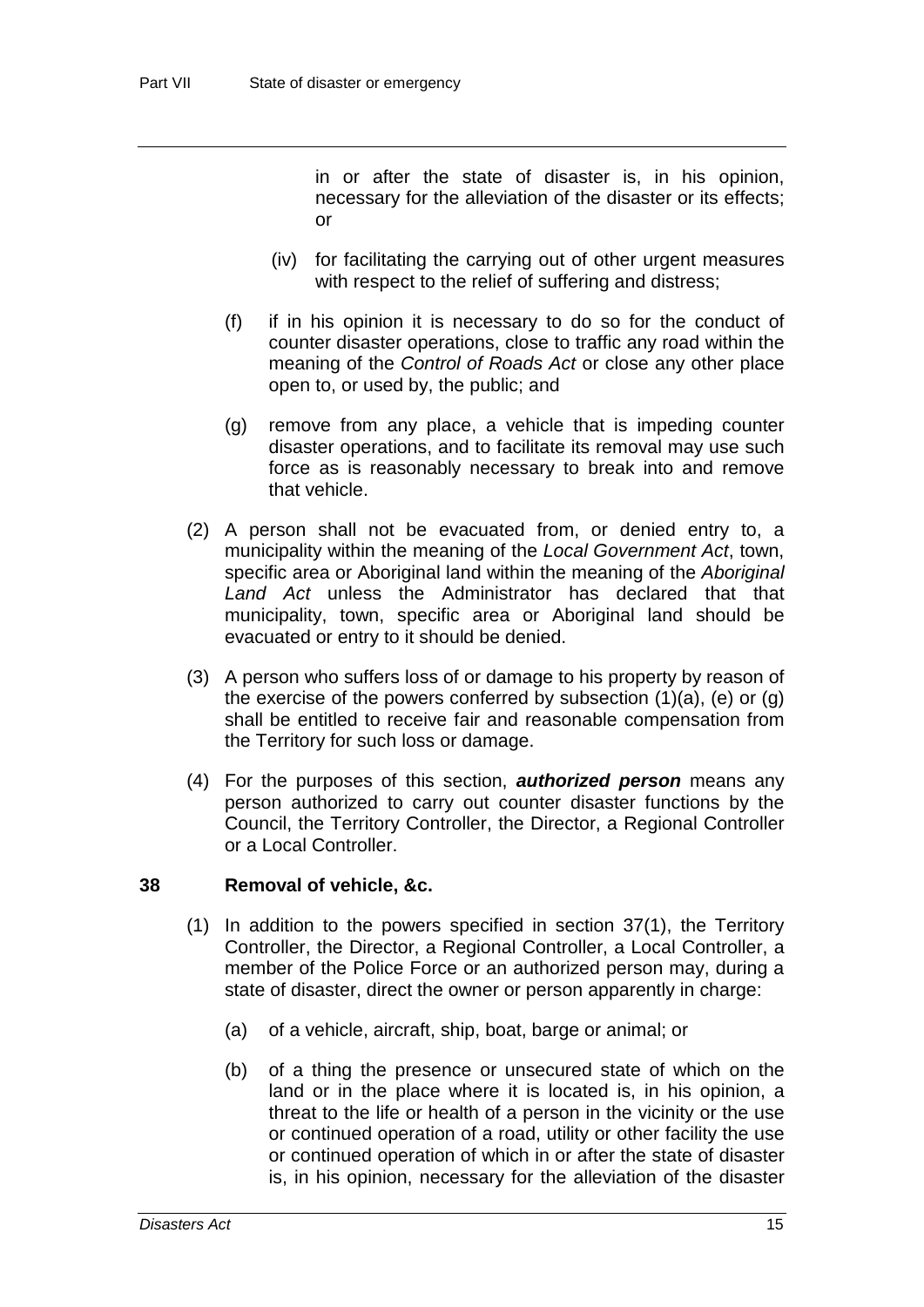in or after the state of disaster is, in his opinion, necessary for the alleviation of the disaster or its effects; or

(iv) for facilitating the carrying out of other urgent measures with respect to the relief of suffering and distress;

(f) if in his opinion it is necessary to do so for the conduct of counter disaster operations, close to traffic any road within the meaning of the *Control of Roads Act* or close any other place open to, or used by, the public; and

(g) remove from any place, a vehicle that is impeding counter disaster operations, and to facilitate its removal may use such force as is reasonably necessary to break into and remove that vehicle.

(2) A person shall not be evacuated from, or denied entry to, a municipality within the meaning of the *Local Government Act*, town, specific area or Aboriginal land within the meaning of the *Aboriginal Land Act* unless the Administrator has declared that that municipality, town, specific area or Aboriginal land should be evacuated or entry to it should be denied.

(3) A person who suffers loss of or damage to his property by reason of the exercise of the powers conferred by subsection (1)(a), (e) or (g) shall be entitled to receive fair and reasonable compensation from the Territory for such loss or damage.

(4) For the purposes of this section, ***authorized person*** means any person authorized to carry out counter disaster functions by the Council, the Territory Controller, the Director, a Regional Controller or a Local Controller.

### 38 Removal of vehicle, &c.

(1) In addition to the powers specified in section 37(1), the Territory Controller, the Director, a Regional Controller, a Local Controller, a member of the Police Force or an authorized person may, during a state of disaster, direct the owner or person apparently in charge:

(a) of a vehicle, aircraft, ship, boat, barge or animal; or

(b) of a thing the presence or unsecured state of which on the land or in the place where it is located is, in his opinion, a threat to the life or health of a person in the vicinity or the use or continued operation of a road, utility or other facility the use or continued operation of which in or after the state of disaster is, in his opinion, necessary for the alleviation of the disaster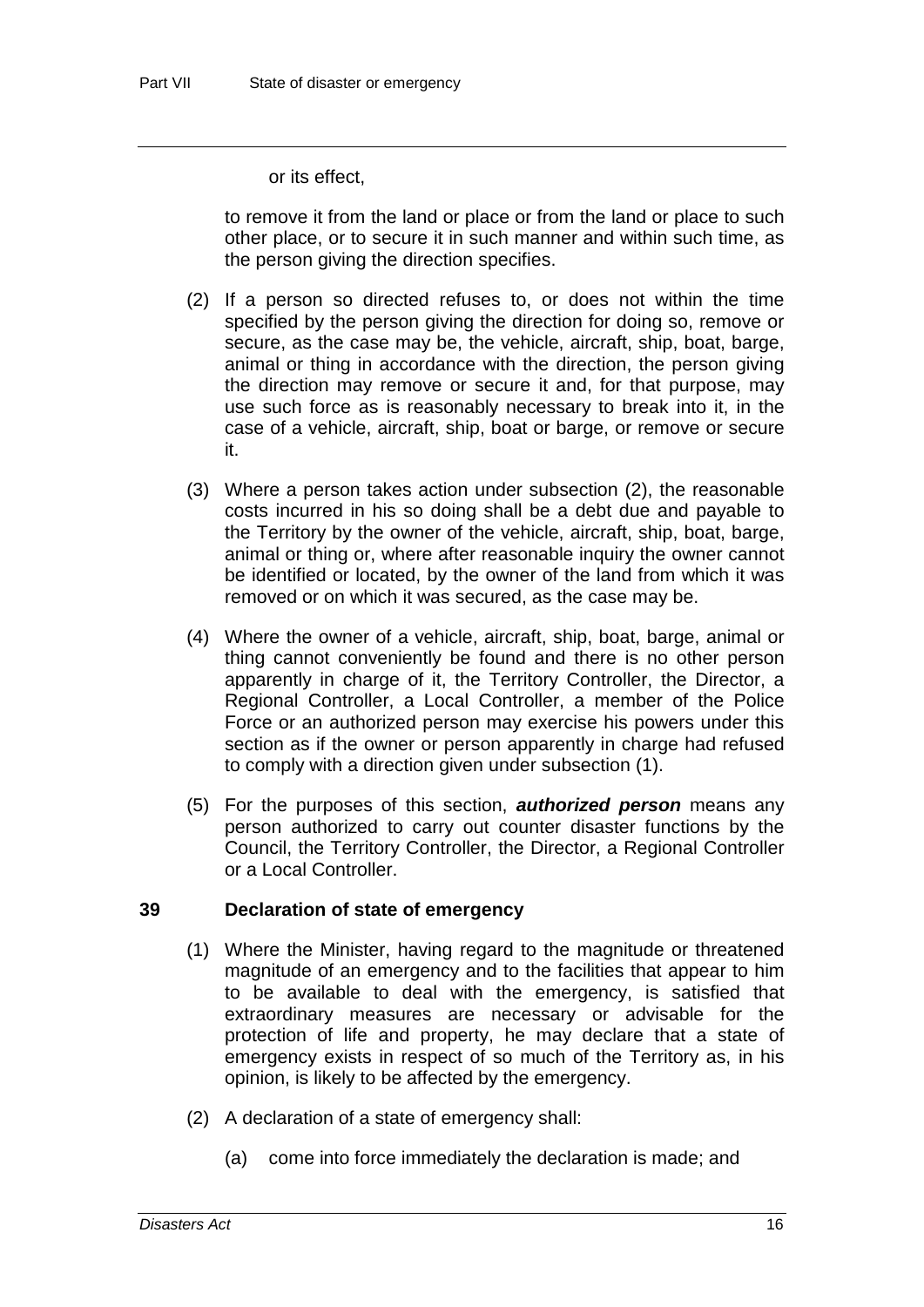or its effect,

to remove it from the land or place or from the land or place to such other place, or to secure it in such manner and within such time, as the person giving the direction specifies.

(2) If a person so directed refuses to, or does not within the time specified by the person giving the direction for doing so, remove or secure, as the case may be, the vehicle, aircraft, ship, boat, barge, animal or thing in accordance with the direction, the person giving the direction may remove or secure it and, for that purpose, may use such force as is reasonably necessary to break into it, in the case of a vehicle, aircraft, ship, boat or barge, or remove or secure it.

(3) Where a person takes action under subsection (2), the reasonable costs incurred in his so doing shall be a debt due and payable to the Territory by the owner of the vehicle, aircraft, ship, boat, barge, animal or thing or, where after reasonable inquiry the owner cannot be identified or located, by the owner of the land from which it was removed or on which it was secured, as the case may be.

(4) Where the owner of a vehicle, aircraft, ship, boat, barge, animal or thing cannot conveniently be found and there is no other person apparently in charge of it, the Territory Controller, the Director, a Regional Controller, a Local Controller, a member of the Police Force or an authorized person may exercise his powers under this section as if the owner or person apparently in charge had refused to comply with a direction given under subsection (1).

(5) For the purposes of this section, ***authorized person*** means any person authorized to carry out counter disaster functions by the Council, the Territory Controller, the Director, a Regional Controller or a Local Controller.

### 39 Declaration of state of emergency

(1) Where the Minister, having regard to the magnitude or threatened magnitude of an emergency and to the facilities that appear to him to be available to deal with the emergency, is satisfied that extraordinary measures are necessary or advisable for the protection of life and property, he may declare that a state of emergency exists in respect of so much of the Territory as, in his opinion, is likely to be affected by the emergency.

(2) A declaration of a state of emergency shall:

(a) come into force immediately the declaration is made; and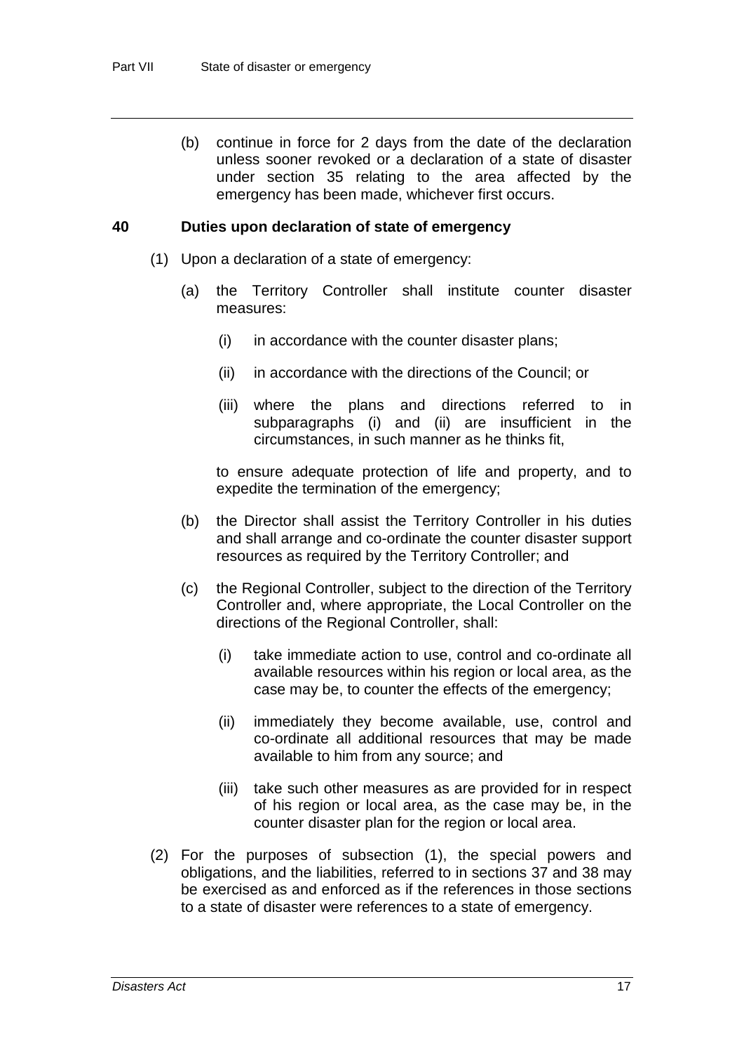(b) continue in force for 2 days from the date of the declaration unless sooner revoked or a declaration of a state of disaster under section 35 relating to the area affected by the emergency has been made, whichever first occurs.

**40 Duties upon declaration of state of emergency**

(1) Upon a declaration of a state of emergency:

(a) the Territory Controller shall institute counter disaster measures:

(i) in accordance with the counter disaster plans;

(ii) in accordance with the directions of the Council; or

(iii) where the plans and directions referred to in subparagraphs (i) and (ii) are insufficient in the circumstances, in such manner as he thinks fit,

to ensure adequate protection of life and property, and to expedite the termination of the emergency;

(b) the Director shall assist the Territory Controller in his duties and shall arrange and co-ordinate the counter disaster support resources as required by the Territory Controller; and

(c) the Regional Controller, subject to the direction of the Territory Controller and, where appropriate, the Local Controller on the directions of the Regional Controller, shall:

(i) take immediate action to use, control and co-ordinate all available resources within his region or local area, as the case may be, to counter the effects of the emergency;

(ii) immediately they become available, use, control and co-ordinate all additional resources that may be made available to him from any source; and

(iii) take such other measures as are provided for in respect of his region or local area, as the case may be, in the counter disaster plan for the region or local area.

(2) For the purposes of subsection (1), the special powers and obligations, and the liabilities, referred to in sections 37 and 38 may be exercised as and enforced as if the references in those sections to a state of disaster were references to a state of emergency.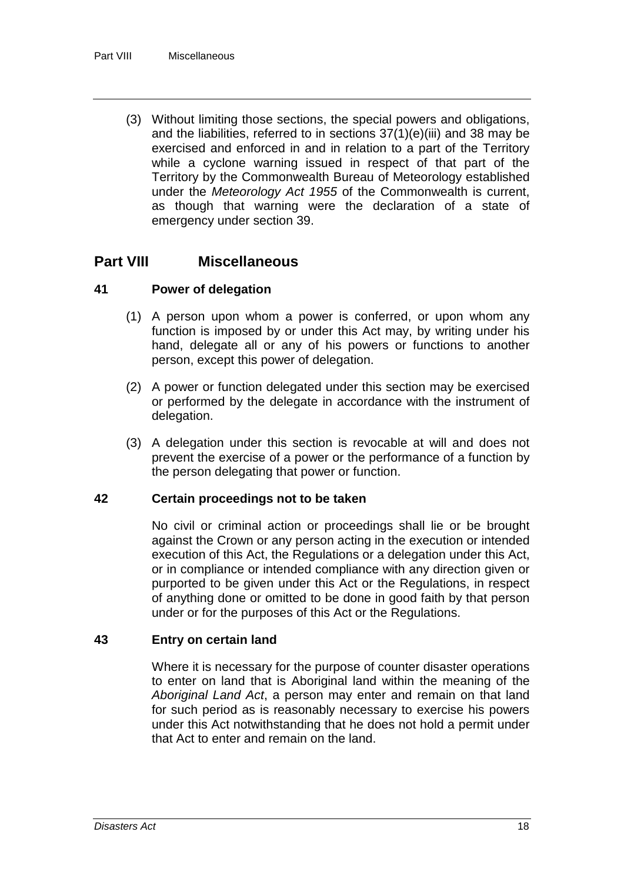(3) Without limiting those sections, the special powers and obligations, and the liabilities, referred to in sections 37(1)(e)(iii) and 38 may be exercised and enforced in and in relation to a part of the Territory while a cyclone warning issued in respect of that part of the Territory by the Commonwealth Bureau of Meteorology established under the *Meteorology Act 1955* of the Commonwealth is current, as though that warning were the declaration of a state of emergency under section 39.

## Part VIII Miscellaneous

### 41 Power of delegation

(1) A person upon whom a power is conferred, or upon whom any function is imposed by or under this Act may, by writing under his hand, delegate all or any of his powers or functions to another person, except this power of delegation.

(2) A power or function delegated under this section may be exercised or performed by the delegate in accordance with the instrument of delegation.

(3) A delegation under this section is revocable at will and does not prevent the exercise of a power or the performance of a function by the person delegating that power or function.

### 42 Certain proceedings not to be taken

No civil or criminal action or proceedings shall lie or be brought against the Crown or any person acting in the execution or intended execution of this Act, the Regulations or a delegation under this Act, or in compliance or intended compliance with any direction given or purported to be given under this Act or the Regulations, in respect of anything done or omitted to be done in good faith by that person under or for the purposes of this Act or the Regulations.

### 43 Entry on certain land

Where it is necessary for the purpose of counter disaster operations to enter on land that is Aboriginal land within the meaning of the *Aboriginal Land Act*, a person may enter and remain on that land for such period as is reasonably necessary to exercise his powers under this Act notwithstanding that he does not hold a permit under that Act to enter and remain on the land.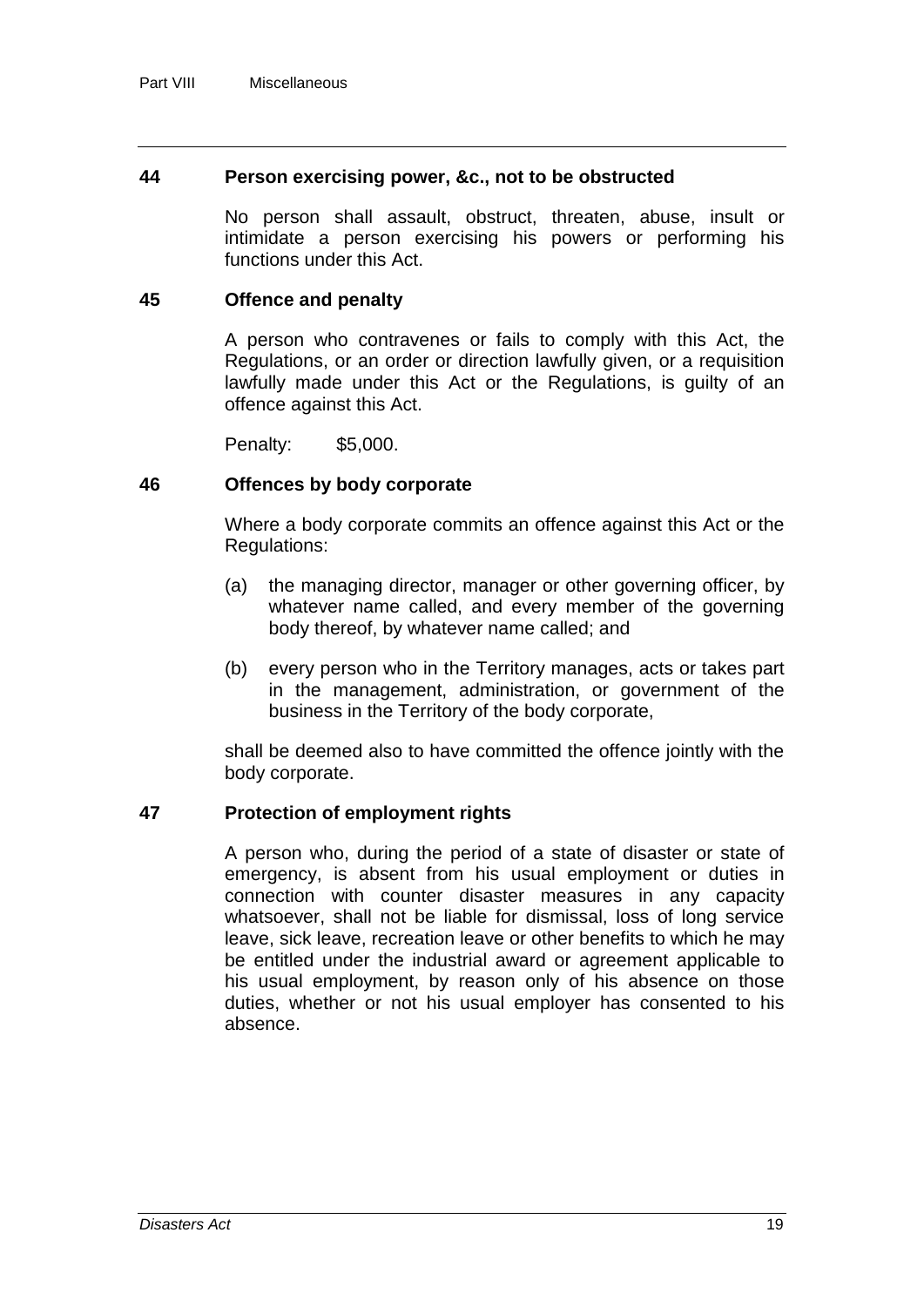## 44 Person exercising power, &c., not to be obstructed

No person shall assault, obstruct, threaten, abuse, insult or intimidate a person exercising his powers or performing his functions under this Act.

## 45 Offence and penalty

A person who contravenes or fails to comply with this Act, the Regulations, or an order or direction lawfully given, or a requisition lawfully made under this Act or the Regulations, is guilty of an offence against this Act.

Penalty: $5,000.

## 46 Offences by body corporate

Where a body corporate commits an offence against this Act or the Regulations:

(a) the managing director, manager or other governing officer, by whatever name called, and every member of the governing body thereof, by whatever name called; and

(b) every person who in the Territory manages, acts or takes part in the management, administration, or government of the business in the Territory of the body corporate,

shall be deemed also to have committed the offence jointly with the body corporate.

## 47 Protection of employment rights

A person who, during the period of a state of disaster or state of emergency, is absent from his usual employment or duties in connection with counter disaster measures in any capacity whatsoever, shall not be liable for dismissal, loss of long service leave, sick leave, recreation leave or other benefits to which he may be entitled under the industrial award or agreement applicable to his usual employment, by reason only of his absence on those duties, whether or not his usual employer has consented to his absence.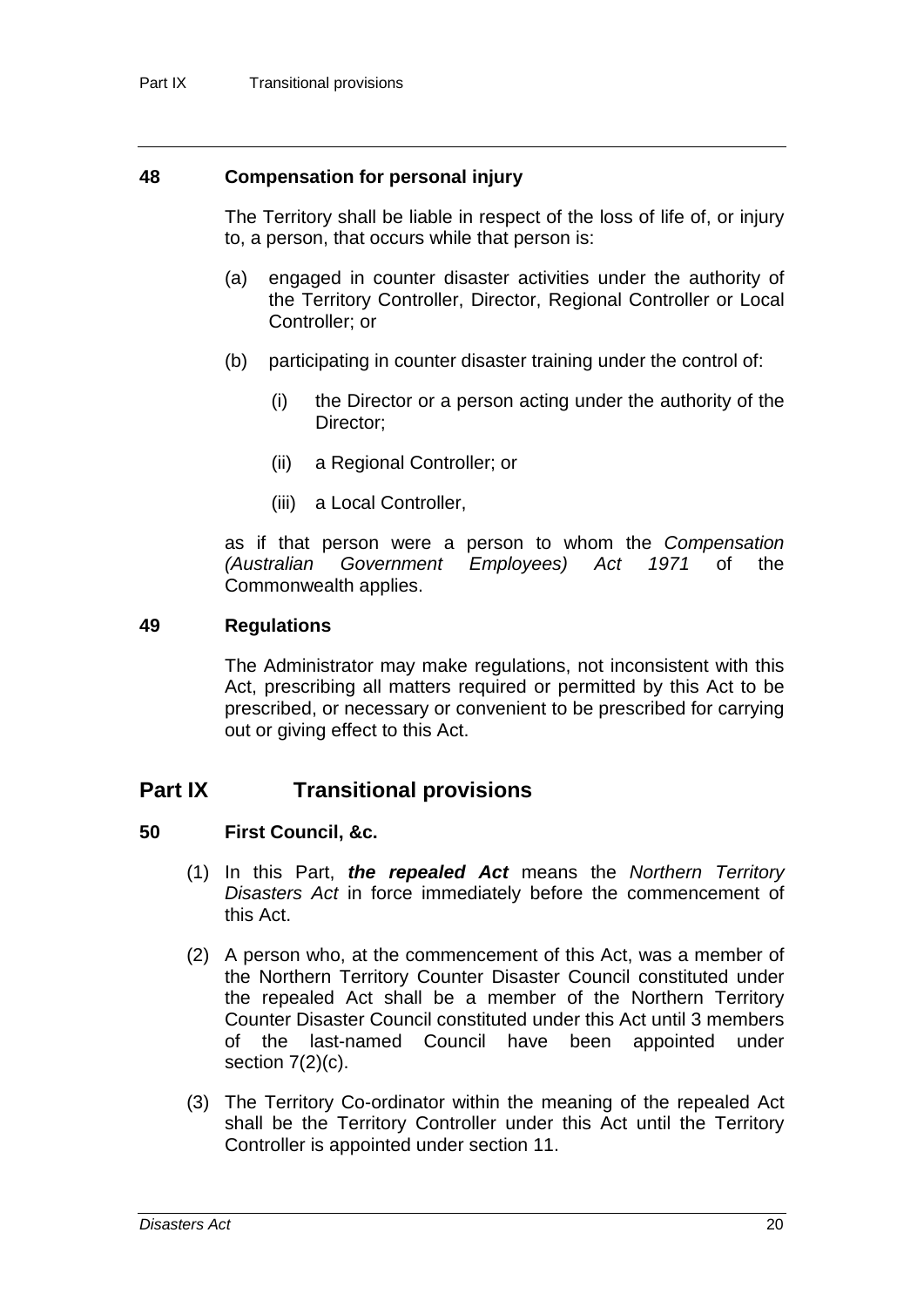### 48 Compensation for personal injury

The Territory shall be liable in respect of the loss of life of, or injury to, a person, that occurs while that person is:

(a) engaged in counter disaster activities under the authority of the Territory Controller, Director, Regional Controller or Local Controller; or

(b) participating in counter disaster training under the control of:

(i) the Director or a person acting under the authority of the Director;

(ii) a Regional Controller; or

(iii) a Local Controller,

as if that person were a person to whom the *Compensation (Australian Government Employees) Act 1971* of the Commonwealth applies.

### 49 Regulations

The Administrator may make regulations, not inconsistent with this Act, prescribing all matters required or permitted by this Act to be prescribed, or necessary or convenient to be prescribed for carrying out or giving effect to this Act.

## Part IX Transitional provisions

### 50 First Council, &c.

(1) In this Part, ***the repealed Act*** means the *Northern Territory Disasters Act* in force immediately before the commencement of this Act.

(2) A person who, at the commencement of this Act, was a member of the Northern Territory Counter Disaster Council constituted under the repealed Act shall be a member of the Northern Territory Counter Disaster Council constituted under this Act until 3 members of the last-named Council have been appointed under section 7(2)(c).

(3) The Territory Co-ordinator within the meaning of the repealed Act shall be the Territory Controller under this Act until the Territory Controller is appointed under section 11.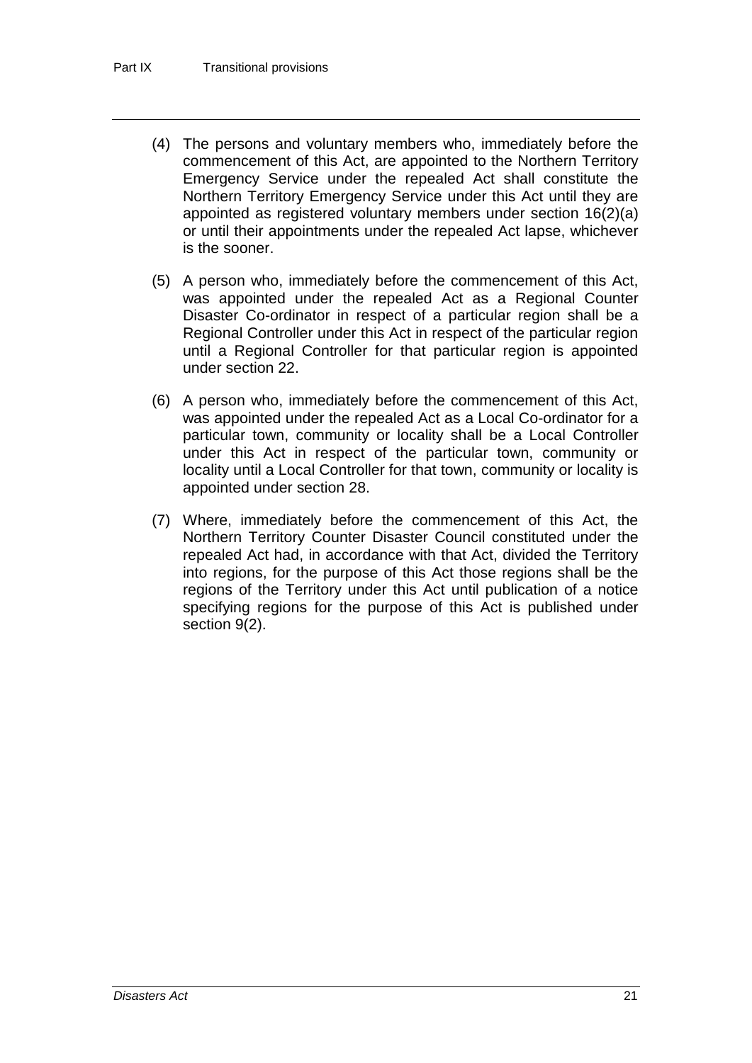(4) The persons and voluntary members who, immediately before the commencement of this Act, are appointed to the Northern Territory Emergency Service under the repealed Act shall constitute the Northern Territory Emergency Service under this Act until they are appointed as registered voluntary members under section 16(2)(a) or until their appointments under the repealed Act lapse, whichever is the sooner.

(5) A person who, immediately before the commencement of this Act, was appointed under the repealed Act as a Regional Counter Disaster Co-ordinator in respect of a particular region shall be a Regional Controller under this Act in respect of the particular region until a Regional Controller for that particular region is appointed under section 22.

(6) A person who, immediately before the commencement of this Act, was appointed under the repealed Act as a Local Co-ordinator for a particular town, community or locality shall be a Local Controller under this Act in respect of the particular town, community or locality until a Local Controller for that town, community or locality is appointed under section 28.

(7) Where, immediately before the commencement of this Act, the Northern Territory Counter Disaster Council constituted under the repealed Act had, in accordance with that Act, divided the Territory into regions, for the purpose of this Act those regions shall be the regions of the Territory under this Act until publication of a notice specifying regions for the purpose of this Act is published under section 9(2).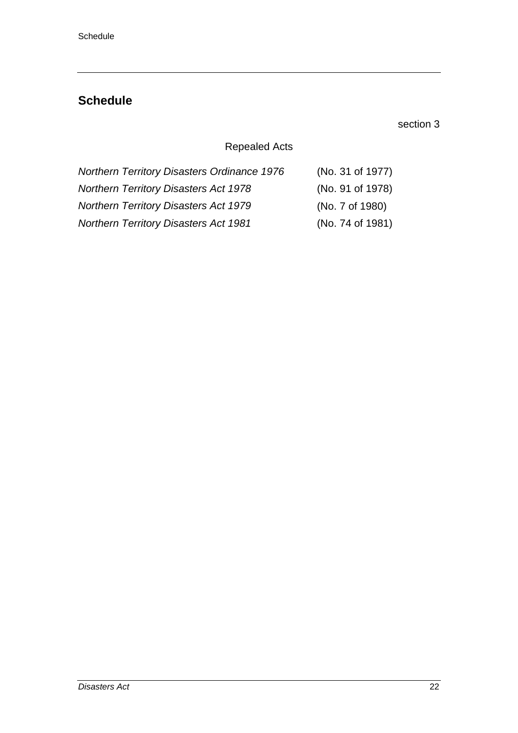## Schedule

section 3

Repealed Acts

| | |
|---|---|
| *Northern Territory Disasters Ordinance 1976* | (No. 31 of 1977) |
| *Northern Territory Disasters Act 1978* | (No. 91 of 1978) |
| *Northern Territory Disasters Act 1979* | (No. 7 of 1980) |
| *Northern Territory Disasters Act 1981* | (No. 74 of 1981) |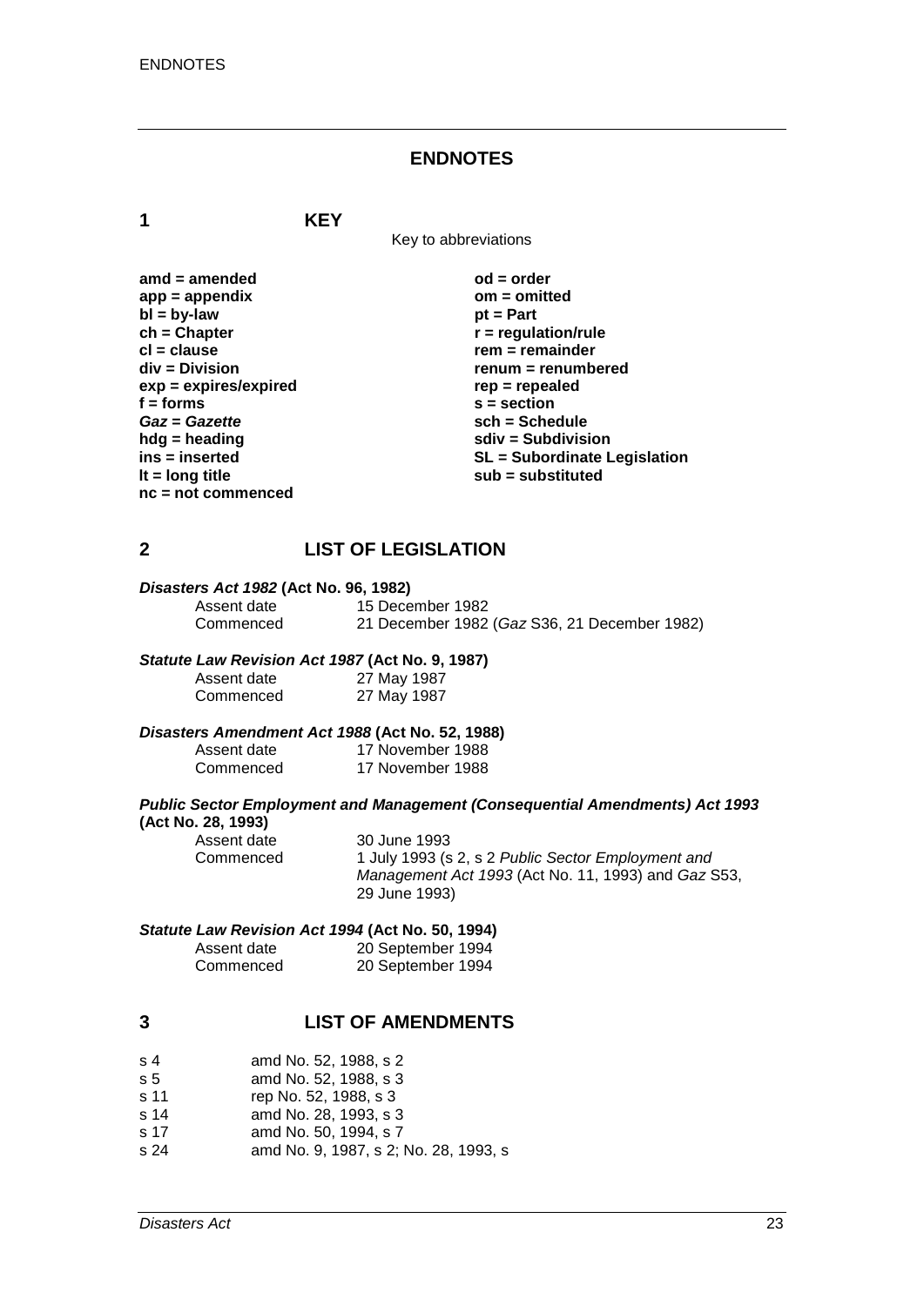## ENDNOTES

### 1 KEY

Key to abbreviations

| | |
|---|---|
| **amd = amended** | **od = order** |
| **app = appendix** | **om = omitted** |
| **bl = by-law** | **pt = Part** |
| **ch = Chapter** | **r = regulation/rule** |
| **cl = clause** | **rem = remainder** |
| **div = Division** | **renum = renumbered** |
| **exp = expires/expired** | **rep = repealed** |
| **f = forms** | **s = section** |
| ***Gaz* = *Gazette*** | **sch = Schedule** |
| **hdg = heading** | **sdiv = Subdivision** |
| **ins = inserted** | **SL = Subordinate Legislation** |
| **lt = long title** | **sub = substituted** |
| **nc = not commenced** | |

### 2 LIST OF LEGISLATION

***Disasters Act 1982* (Act No. 96, 1982)**

| | |
|---|---|
| Assent date | 15 December 1982 |
| Commenced | 21 December 1982 (*Gaz* S36, 21 December 1982) |

***Statute Law Revision Act 1987* (Act No. 9, 1987)**

| | |
|---|---|
| Assent date | 27 May 1987 |
| Commenced | 27 May 1987 |

***Disasters Amendment Act 1988* (Act No. 52, 1988)**

| | |
|---|---|
| Assent date | 17 November 1988 |
| Commenced | 17 November 1988 |

***Public Sector Employment and Management (Consequential Amendments) Act 1993* (Act No. 28, 1993)**

| | |
|---|---|
| Assent date | 30 June 1993 |
| Commenced | 1 July 1993 (s 2, s 2 *Public Sector Employment and Management Act 1993* (Act No. 11, 1993) and *Gaz* S53, 29 June 1993) |

***Statute Law Revision Act 1994* (Act No. 50, 1994)**

| | |
|---|---|
| Assent date | 20 September 1994 |
| Commenced | 20 September 1994 |

### 3 LIST OF AMENDMENTS

| | |
|---|---|
| s 4 | amd No. 52, 1988, s 2 |
| s 5 | amd No. 52, 1988, s 3 |
| s 11 | rep No. 52, 1988, s 3 |
| s 14 | amd No. 28, 1993, s 3 |
| s 17 | amd No. 50, 1994, s 7 |
| s 24 | amd No. 9, 1987, s 2; No. 28, 1993, s |